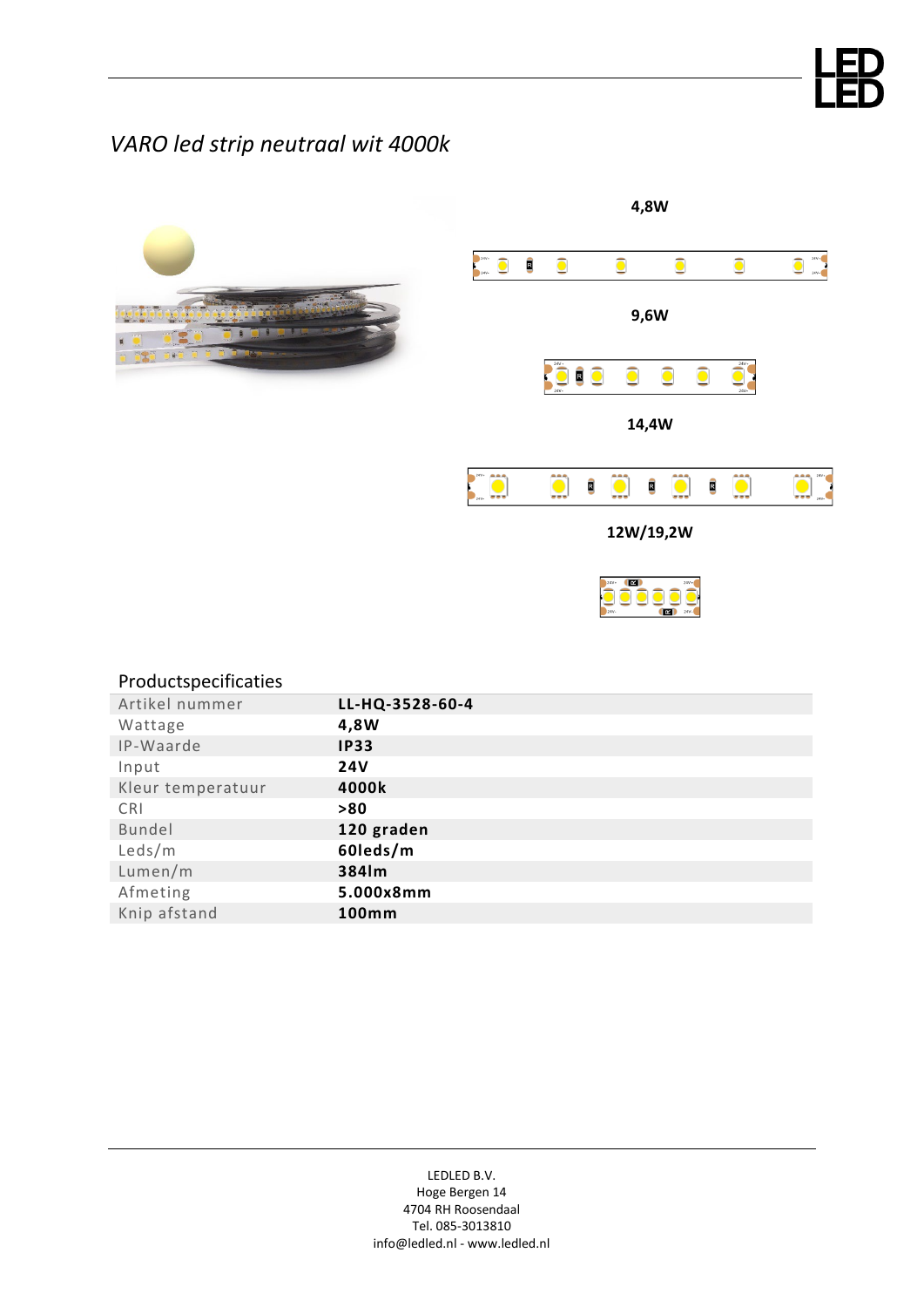*VARO led strip neutraal wit 4000k*

4,8W

9,6W

14,4W

12W/19,2W

## Productspecificaties

| Artikel nummer | LL-HQ-3528-60-4 |
|---|---|
| Wattage | 4,8W |
| IP-Waarde | IP33 |
| Input | 24V |
| Kleur temperatuur | 4000k |
| CRI | >80 |
| Bundel | 120 graden |
| Leds/m | 60leds/m |
| Lumen/m | 384lm |
| Afmeting | 5.000x8mm |
| Knip afstand | 100mm |

LEDLED B.V.
Hoge Bergen 14
4704 RH Roosendaal
Tel. 085-3013810
info@ledled.nl - www.ledled.nl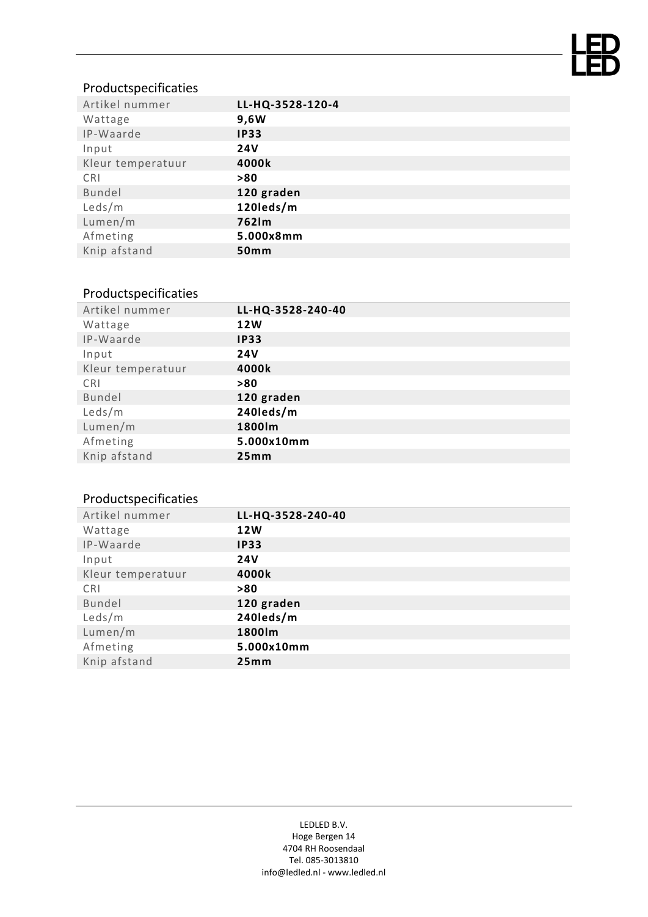## Productspecificaties

| Artikel nummer | **LL-HQ-3528-120-4** |
|---|---|
| Wattage | **9,6W** |
| IP-Waarde | **IP33** |
| Input | **24V** |
| Kleur temperatuur | **4000k** |
| CRI | **>80** |
| Bundel | **120 graden** |
| Leds/m | **120leds/m** |
| Lumen/m | **762lm** |
| Afmeting | **5.000x8mm** |
| Knip afstand | **50mm** |

## Productspecificaties

| Artikel nummer | **LL-HQ-3528-240-40** |
|---|---|
| Wattage | **12W** |
| IP-Waarde | **IP33** |
| Input | **24V** |
| Kleur temperatuur | **4000k** |
| CRI | **>80** |
| Bundel | **120 graden** |
| Leds/m | **240leds/m** |
| Lumen/m | **1800lm** |
| Afmeting | **5.000x10mm** |
| Knip afstand | **25mm** |

## Productspecificaties

| Artikel nummer | **LL-HQ-3528-240-40** |
|---|---|
| Wattage | **12W** |
| IP-Waarde | **IP33** |
| Input | **24V** |
| Kleur temperatuur | **4000k** |
| CRI | **>80** |
| Bundel | **120 graden** |
| Leds/m | **240leds/m** |
| Lumen/m | **1800lm** |
| Afmeting | **5.000x10mm** |
| Knip afstand | **25mm** |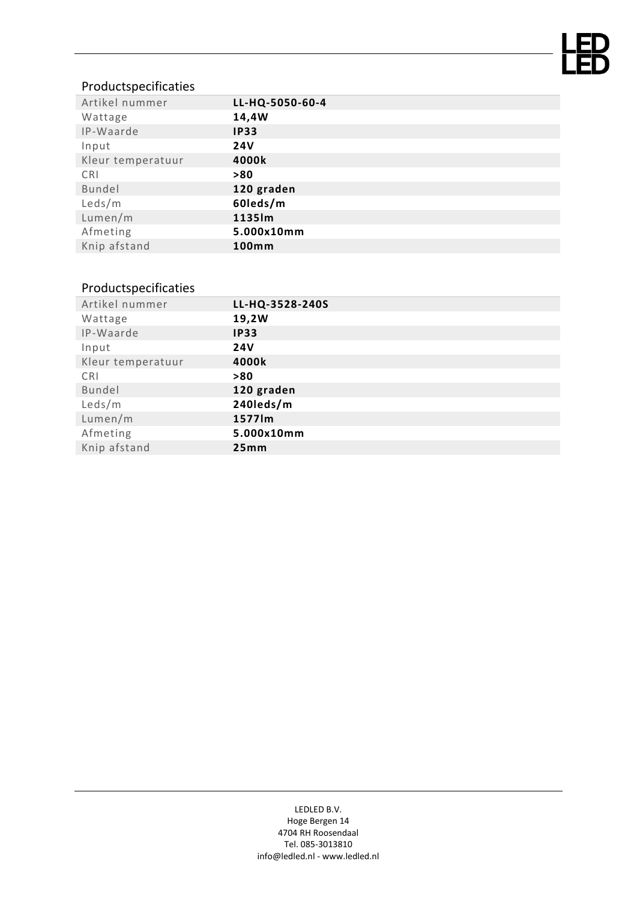## Productspecificaties

| | |
|---|---|
| Artikel nummer | **LL-HQ-5050-60-4** |
| Wattage | **14,4W** |
| IP-Waarde | **IP33** |
| Input | **24V** |
| Kleur temperatuur | **4000k** |
| CRI | **>80** |
| Bundel | **120 graden** |
| Leds/m | **60leds/m** |
| Lumen/m | **1135lm** |
| Afmeting | **5.000x10mm** |
| Knip afstand | **100mm** |

## Productspecificaties

| | |
|---|---|
| Artikel nummer | **LL-HQ-3528-240S** |
| Wattage | **19,2W** |
| IP-Waarde | **IP33** |
| Input | **24V** |
| Kleur temperatuur | **4000k** |
| CRI | **>80** |
| Bundel | **120 graden** |
| Leds/m | **240leds/m** |
| Lumen/m | **1577lm** |
| Afmeting | **5.000x10mm** |
| Knip afstand | **25mm** |